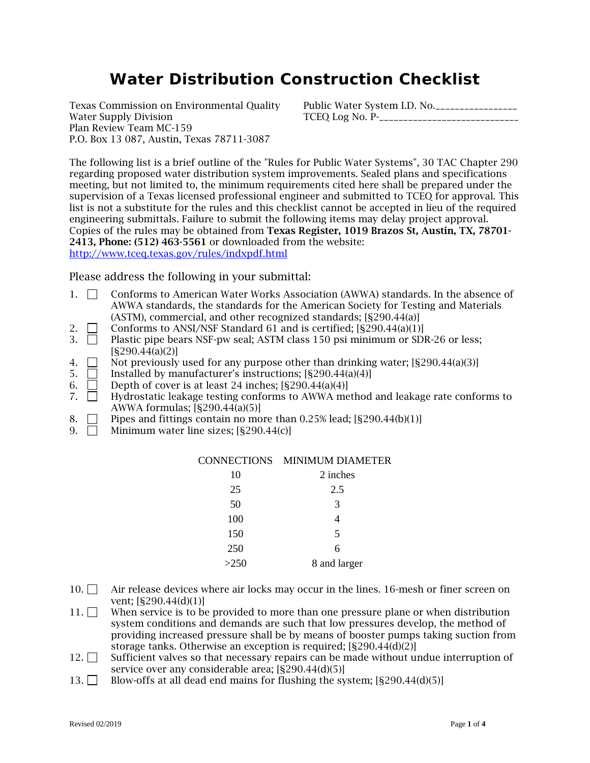# Water Distribution Construction Checklist

Texas Commission on Environmental Quality
Water Supply Division
Plan Review Team MC-159
P.O. Box 13 087, Austin, Texas 78711-3087

Public Water System I.D. No.________________
TCEQ Log No. P-____________________________

The following list is a brief outline of the "Rules for Public Water Systems", 30 TAC Chapter 290 regarding proposed water distribution system improvements. Sealed plans and specifications meeting, but not limited to, the minimum requirements cited here shall be prepared under the supervision of a Texas licensed professional engineer and submitted to TCEQ for approval. This list is not a substitute for the rules and this checklist cannot be accepted in lieu of the required engineering submittals. Failure to submit the following items may delay project approval. Copies of the rules may be obtained from **Texas Register, 1019 Brazos St, Austin, TX, 78701-2413, Phone: (512) 463-5561** or downloaded from the website: http://www.tceq.texas.gov/rules/indxpdf.html

Please address the following in your submittal:

1. ☐ Conforms to American Water Works Association (AWWA) standards. In the absence of AWWA standards, the standards for the American Society for Testing and Materials (ASTM), commercial, and other recognized standards; [§290.44(a)]
2. ☐ Conforms to ANSI/NSF Standard 61 and is certified; [§290.44(a)(1)]
3. ☐ Plastic pipe bears NSF-pw seal; ASTM class 150 psi minimum or SDR-26 or less; [§290.44(a)(2)]
4. ☐ Not previously used for any purpose other than drinking water; [§290.44(a)(3)]
5. ☐ Installed by manufacturer's instructions; [§290.44(a)(4)]
6. ☐ Depth of cover is at least 24 inches; [§290.44(a)(4)]
7. ☐ Hydrostatic leakage testing conforms to AWWA method and leakage rate conforms to AWWA formulas; [§290.44(a)(5)]
8. ☐ Pipes and fittings contain no more than 0.25% lead; [§290.44(b)(1)]
9. ☐ Minimum water line sizes; [§290.44(c)]

| CONNECTIONS | MINIMUM DIAMETER |
|---|---|
| 10 | 2 inches |
| 25 | 2.5 |
| 50 | 3 |
| 100 | 4 |
| 150 | 5 |
| 250 | 6 |
| >250 | 8 and larger |

10. ☐ Air release devices where air locks may occur in the lines. 16-mesh or finer screen on vent; [§290.44(d)(1)]
11. ☐ When service is to be provided to more than one pressure plane or when distribution system conditions and demands are such that low pressures develop, the method of providing increased pressure shall be by means of booster pumps taking suction from storage tanks. Otherwise an exception is required; [§290.44(d)(2)]
12. ☐ Sufficient valves so that necessary repairs can be made without undue interruption of service over any considerable area; [§290.44(d)(5)]
13. ☐ Blow-offs at all dead end mains for flushing the system; [§290.44(d)(5)]

Revised 02/2019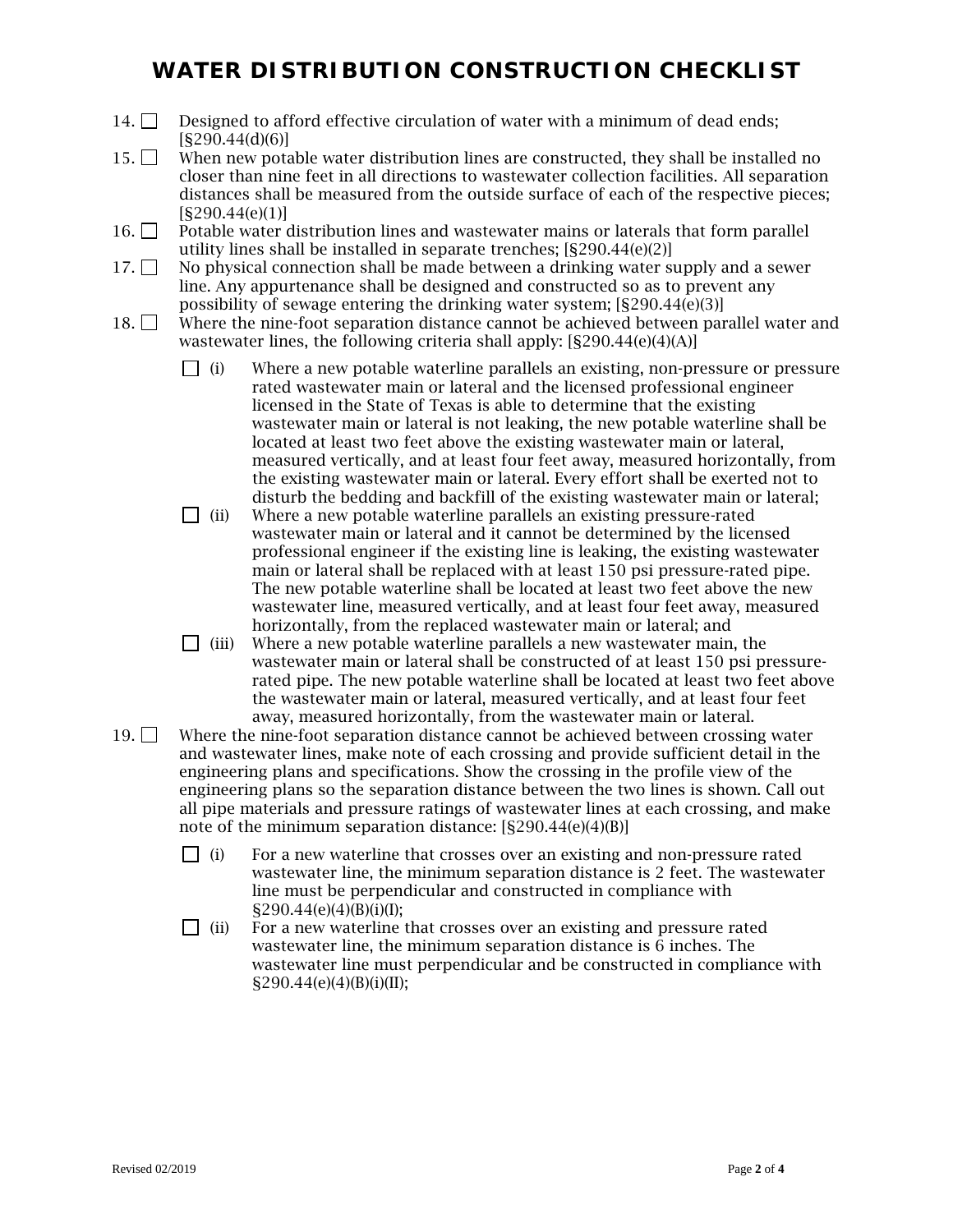# WATER DISTRIBUTION CONSTRUCTION CHECKLIST

14. ☐ Designed to afford effective circulation of water with a minimum of dead ends; [§290.44(d)(6)]
15. ☐ When new potable water distribution lines are constructed, they shall be installed no closer than nine feet in all directions to wastewater collection facilities. All separation distances shall be measured from the outside surface of each of the respective pieces; [§290.44(e)(1)]
16. ☐ Potable water distribution lines and wastewater mains or laterals that form parallel utility lines shall be installed in separate trenches; [§290.44(e)(2)]
17. ☐ No physical connection shall be made between a drinking water supply and a sewer line. Any appurtenance shall be designed and constructed so as to prevent any possibility of sewage entering the drinking water system; [§290.44(e)(3)]
18. ☐ Where the nine-foot separation distance cannot be achieved between parallel water and wastewater lines, the following criteria shall apply: [§290.44(e)(4)(A)]

    ☐ (i) Where a new potable waterline parallels an existing, non-pressure or pressure rated wastewater main or lateral and the licensed professional engineer licensed in the State of Texas is able to determine that the existing wastewater main or lateral is not leaking, the new potable waterline shall be located at least two feet above the existing wastewater main or lateral, measured vertically, and at least four feet away, measured horizontally, from the existing wastewater main or lateral. Every effort shall be exerted not to disturb the bedding and backfill of the existing wastewater main or lateral;

    ☐ (ii) Where a new potable waterline parallels an existing pressure-rated wastewater main or lateral and it cannot be determined by the licensed professional engineer if the existing line is leaking, the existing wastewater main or lateral shall be replaced with at least 150 psi pressure-rated pipe. The new potable waterline shall be located at least two feet above the new wastewater line, measured vertically, and at least four feet away, measured horizontally, from the replaced wastewater main or lateral; and

    ☐ (iii) Where a new potable waterline parallels a new wastewater main, the wastewater main or lateral shall be constructed of at least 150 psi pressure-rated pipe. The new potable waterline shall be located at least two feet above the wastewater main or lateral, measured vertically, and at least four feet away, measured horizontally, from the wastewater main or lateral.

19. ☐ Where the nine-foot separation distance cannot be achieved between crossing water and wastewater lines, make note of each crossing and provide sufficient detail in the engineering plans and specifications. Show the crossing in the profile view of the engineering plans so the separation distance between the two lines is shown. Call out all pipe materials and pressure ratings of wastewater lines at each crossing, and make note of the minimum separation distance: [§290.44(e)(4)(B)]

    ☐ (i) For a new waterline that crosses over an existing and non-pressure rated wastewater line, the minimum separation distance is 2 feet. The wastewater line must be perpendicular and constructed in compliance with §290.44(e)(4)(B)(i)(I);

    ☐ (ii) For a new waterline that crosses over an existing and pressure rated wastewater line, the minimum separation distance is 6 inches. The wastewater line must perpendicular and be constructed in compliance with §290.44(e)(4)(B)(i)(II);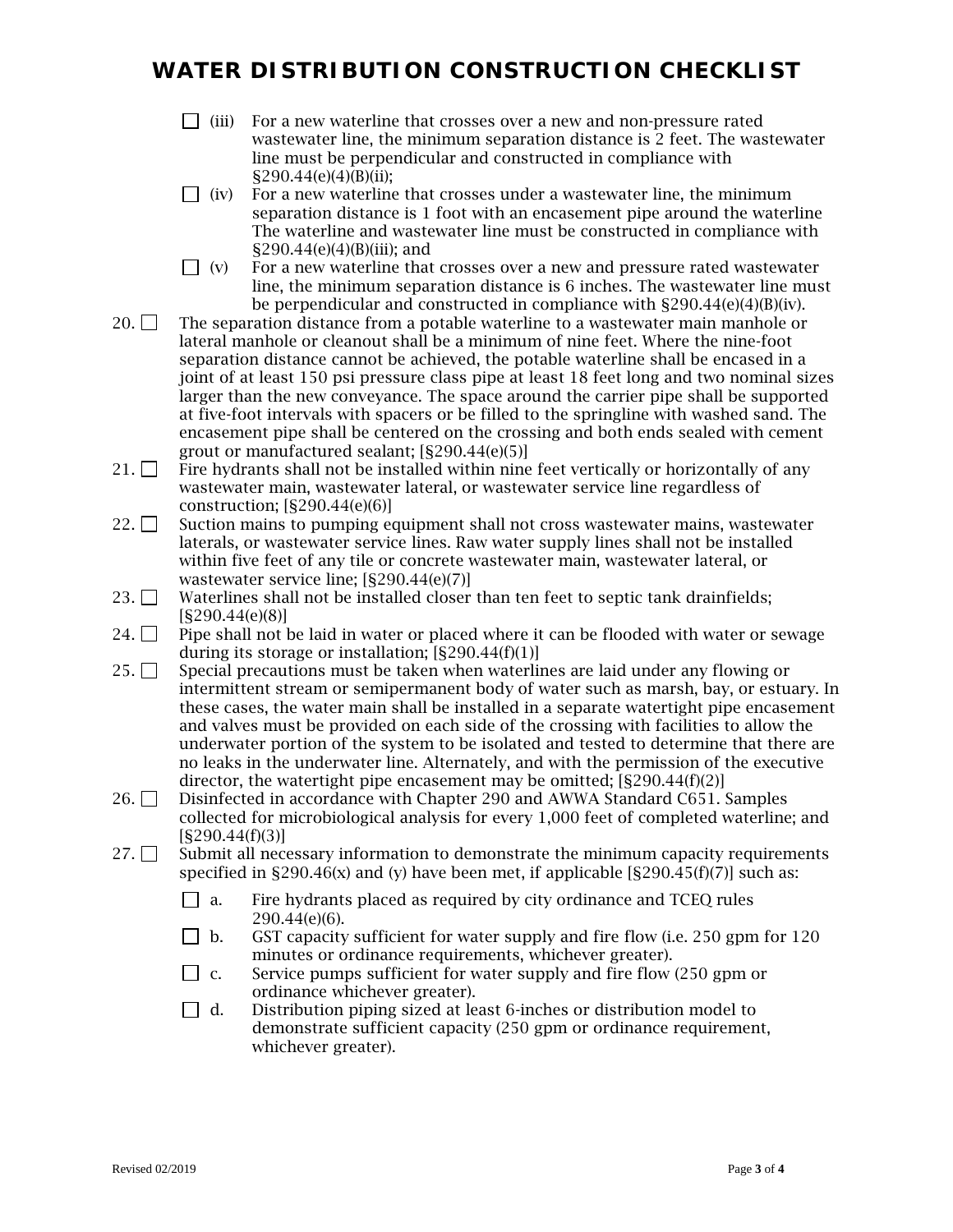# WATER DISTRIBUTION CONSTRUCTION CHECKLIST

- ☐ (iii) For a new waterline that crosses over a new and non-pressure rated wastewater line, the minimum separation distance is 2 feet. The wastewater line must be perpendicular and constructed in compliance with §290.44(e)(4)(B)(ii);
- ☐ (iv) For a new waterline that crosses under a wastewater line, the minimum separation distance is 1 foot with an encasement pipe around the waterline The waterline and wastewater line must be constructed in compliance with §290.44(e)(4)(B)(iii); and
- ☐ (v) For a new waterline that crosses over a new and pressure rated wastewater line, the minimum separation distance is 6 inches. The wastewater line must be perpendicular and constructed in compliance with §290.44(e)(4)(B)(iv).

20. ☐ The separation distance from a potable waterline to a wastewater main manhole or lateral manhole or cleanout shall be a minimum of nine feet. Where the nine-foot separation distance cannot be achieved, the potable waterline shall be encased in a joint of at least 150 psi pressure class pipe at least 18 feet long and two nominal sizes larger than the new conveyance. The space around the carrier pipe shall be supported at five-foot intervals with spacers or be filled to the springline with washed sand. The encasement pipe shall be centered on the crossing and both ends sealed with cement grout or manufactured sealant; [§290.44(e)(5)]

21. ☐ Fire hydrants shall not be installed within nine feet vertically or horizontally of any wastewater main, wastewater lateral, or wastewater service line regardless of construction; [§290.44(e)(6)]

22. ☐ Suction mains to pumping equipment shall not cross wastewater mains, wastewater laterals, or wastewater service lines. Raw water supply lines shall not be installed within five feet of any tile or concrete wastewater main, wastewater lateral, or wastewater service line; [§290.44(e)(7)]

23. ☐ Waterlines shall not be installed closer than ten feet to septic tank drainfields; [§290.44(e)(8)]

24. ☐ Pipe shall not be laid in water or placed where it can be flooded with water or sewage during its storage or installation; [§290.44(f)(1)]

25. ☐ Special precautions must be taken when waterlines are laid under any flowing or intermittent stream or semipermanent body of water such as marsh, bay, or estuary. In these cases, the water main shall be installed in a separate watertight pipe encasement and valves must be provided on each side of the crossing with facilities to allow the underwater portion of the system to be isolated and tested to determine that there are no leaks in the underwater line. Alternately, and with the permission of the executive director, the watertight pipe encasement may be omitted; [§290.44(f)(2)]

26. ☐ Disinfected in accordance with Chapter 290 and AWWA Standard C651. Samples collected for microbiological analysis for every 1,000 feet of completed waterline; and [§290.44(f)(3)]

27. ☐ Submit all necessary information to demonstrate the minimum capacity requirements specified in §290.46(x) and (y) have been met, if applicable [§290.45(f)(7)] such as:

    - ☐ a. Fire hydrants placed as required by city ordinance and TCEQ rules 290.44(e)(6).
    - ☐ b. GST capacity sufficient for water supply and fire flow (i.e. 250 gpm for 120 minutes or ordinance requirements, whichever greater).
    - ☐ c. Service pumps sufficient for water supply and fire flow (250 gpm or ordinance whichever greater).
    - ☐ d. Distribution piping sized at least 6-inches or distribution model to demonstrate sufficient capacity (250 gpm or ordinance requirement, whichever greater).

Revised 02/2019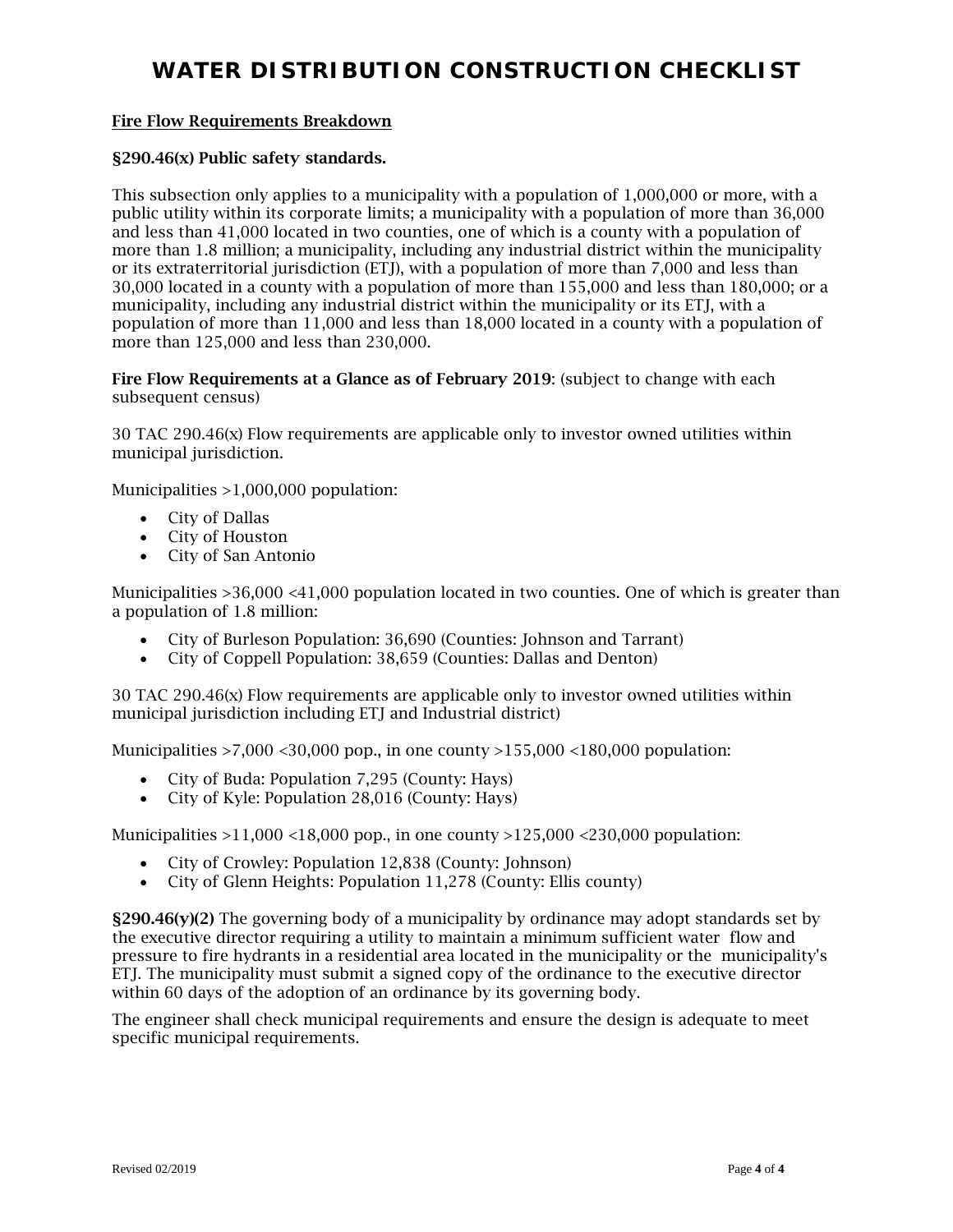# WATER DISTRIBUTION CONSTRUCTION CHECKLIST

**Fire Flow Requirements Breakdown**

**§290.46(x) Public safety standards.**

This subsection only applies to a municipality with a population of 1,000,000 or more, with a public utility within its corporate limits; a municipality with a population of more than 36,000 and less than 41,000 located in two counties, one of which is a county with a population of more than 1.8 million; a municipality, including any industrial district within the municipality or its extraterritorial jurisdiction (ETJ), with a population of more than 7,000 and less than 30,000 located in a county with a population of more than 155,000 and less than 180,000; or a municipality, including any industrial district within the municipality or its ETJ, with a population of more than 11,000 and less than 18,000 located in a county with a population of more than 125,000 and less than 230,000.

**Fire Flow Requirements at a Glance as of February 2019**: (subject to change with each subsequent census)

30 TAC 290.46(x) Flow requirements are applicable only to investor owned utilities within municipal jurisdiction.

Municipalities >1,000,000 population:

- City of Dallas
- City of Houston
- City of San Antonio

Municipalities >36,000 <41,000 population located in two counties. One of which is greater than a population of 1.8 million:

- City of Burleson Population: 36,690 (Counties: Johnson and Tarrant)
- City of Coppell Population: 38,659 (Counties: Dallas and Denton)

30 TAC 290.46(x) Flow requirements are applicable only to investor owned utilities within municipal jurisdiction including ETJ and Industrial district)

Municipalities >7,000 <30,000 pop., in one county >155,000 <180,000 population:

- City of Buda: Population 7,295 (County: Hays)
- City of Kyle: Population 28,016 (County: Hays)

Municipalities >11,000 <18,000 pop., in one county >125,000 <230,000 population:

- City of Crowley: Population 12,838 (County: Johnson)
- City of Glenn Heights: Population 11,278 (County: Ellis county)

**§290.46(y)(2)** The governing body of a municipality by ordinance may adopt standards set by the executive director requiring a utility to maintain a minimum sufficient water flow and pressure to fire hydrants in a residential area located in the municipality or the municipality's ETJ. The municipality must submit a signed copy of the ordinance to the executive director within 60 days of the adoption of an ordinance by its governing body.

The engineer shall check municipal requirements and ensure the design is adequate to meet specific municipal requirements.